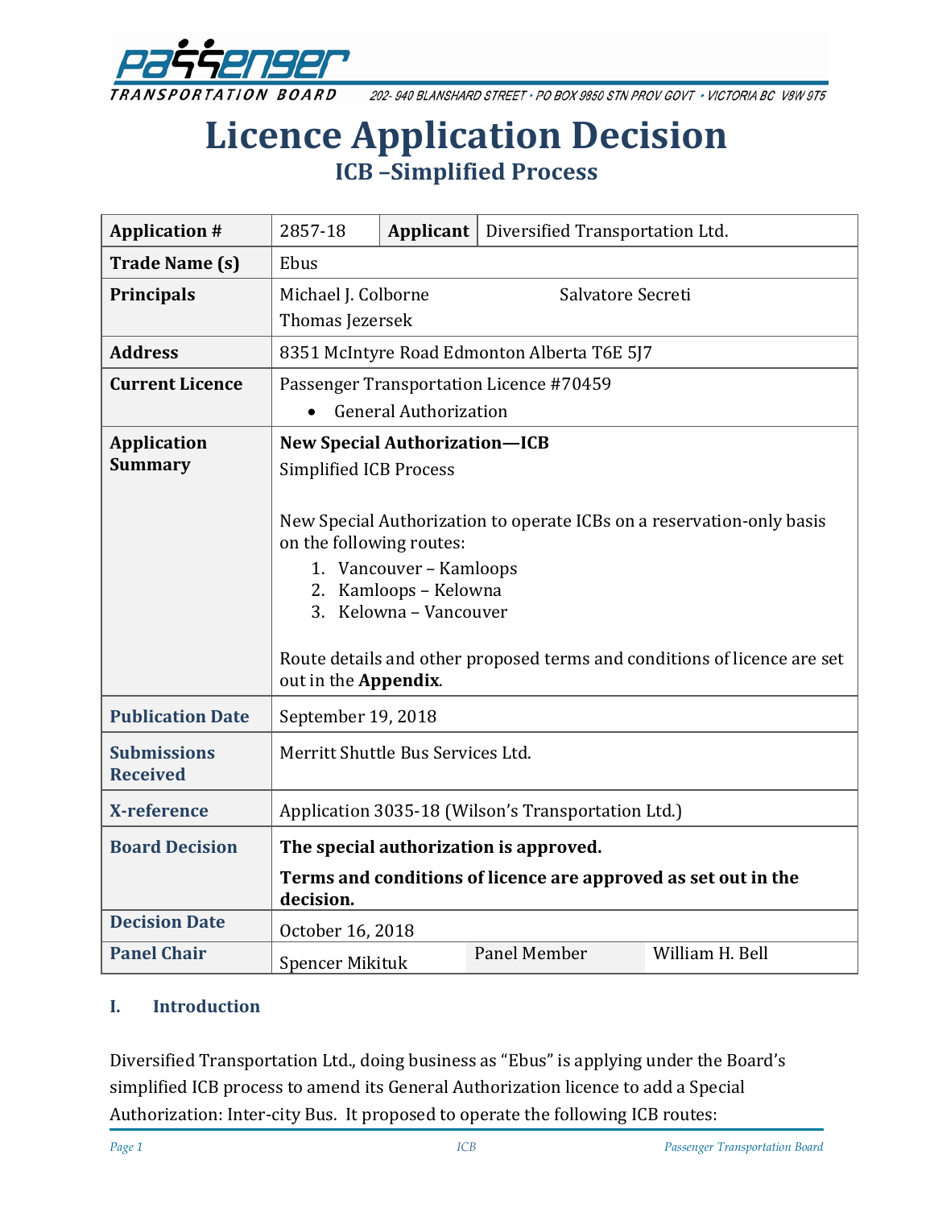# Licence Application Decision

## ICB –Simplified Process

| | | | |
|---|---|---|---|
| **Application #** | 2857-18 | **Applicant** | Diversified Transportation Ltd. |
| **Trade Name (s)** | Ebus | | |
| **Principals** | Michael J. Colborne<br>Thomas Jezersek | Salvatore Secreti | |
| **Address** | 8351 McIntyre Road Edmonton Alberta T6E 5J7 | | |
| **Current Licence** | Passenger Transportation Licence #70459<br>• General Authorization | | |
| **Application Summary** | **New Special Authorization—ICB**<br>Simplified ICB Process<br><br>New Special Authorization to operate ICBs on a reservation-only basis on the following routes:<br>1. Vancouver – Kamloops<br>2. Kamloops – Kelowna<br>3. Kelowna – Vancouver<br><br>Route details and other proposed terms and conditions of licence are set out in the **Appendix**. | | |
| **Publication Date** | September 19, 2018 | | |
| **Submissions Received** | Merritt Shuttle Bus Services Ltd. | | |
| **X-reference** | Application 3035-18 (Wilson's Transportation Ltd.) | | |
| **Board Decision** | **The special authorization is approved.**<br>**Terms and conditions of licence are approved as set out in the decision.** | | |
| **Decision Date** | October 16, 2018 | | |
| **Panel Chair** | Spencer Mikituk | Panel Member | William H. Bell |

## I. Introduction

Diversified Transportation Ltd., doing business as "Ebus" is applying under the Board's simplified ICB process to amend its General Authorization licence to add a Special Authorization: Inter-city Bus. It proposed to operate the following ICB routes: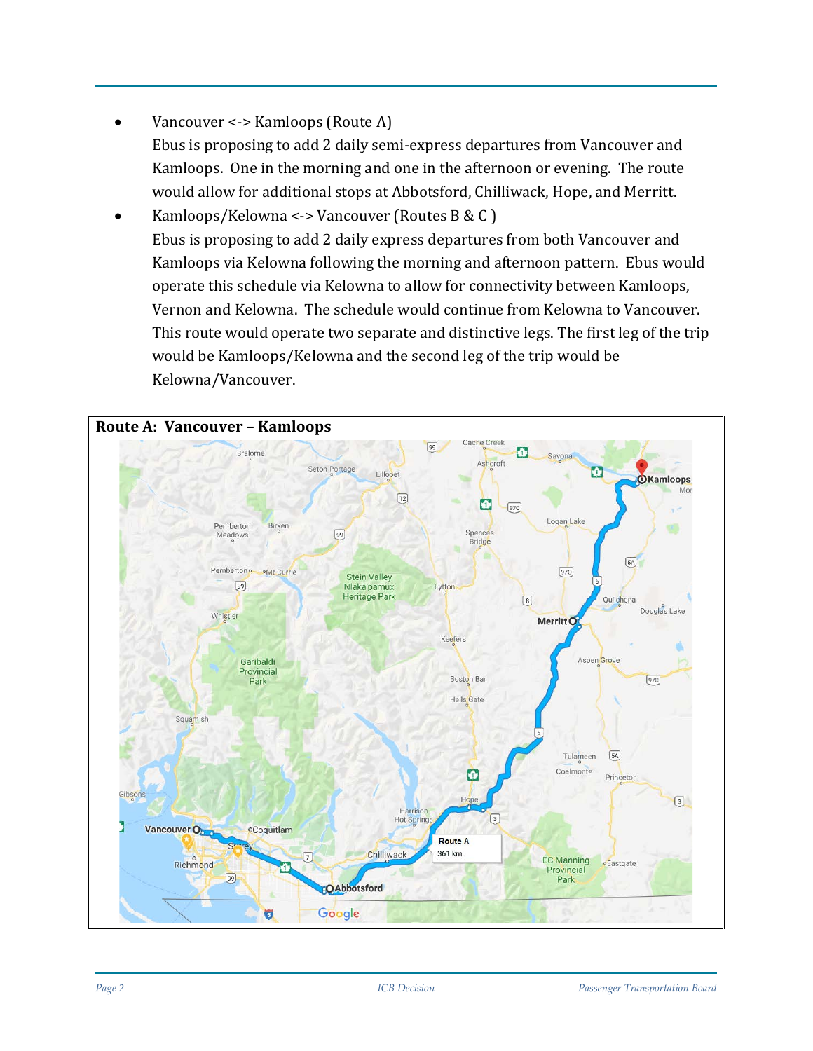- Vancouver <-> Kamloops (Route A)
  Ebus is proposing to add 2 daily semi-express departures from Vancouver and Kamloops. One in the morning and one in the afternoon or evening. The route would allow for additional stops at Abbotsford, Chilliwack, Hope, and Merritt.
- Kamloops/Kelowna <-> Vancouver (Routes B & C )
  Ebus is proposing to add 2 daily express departures from both Vancouver and Kamloops via Kelowna following the morning and afternoon pattern. Ebus would operate this schedule via Kelowna to allow for connectivity between Kamloops, Vernon and Kelowna. The schedule would continue from Kelowna to Vancouver. This route would operate two separate and distinctive legs. The first leg of the trip would be Kamloops/Kelowna and the second leg of the trip would be Kelowna/Vancouver.

**Route A: Vancouver – Kamloops**

Route A
361 km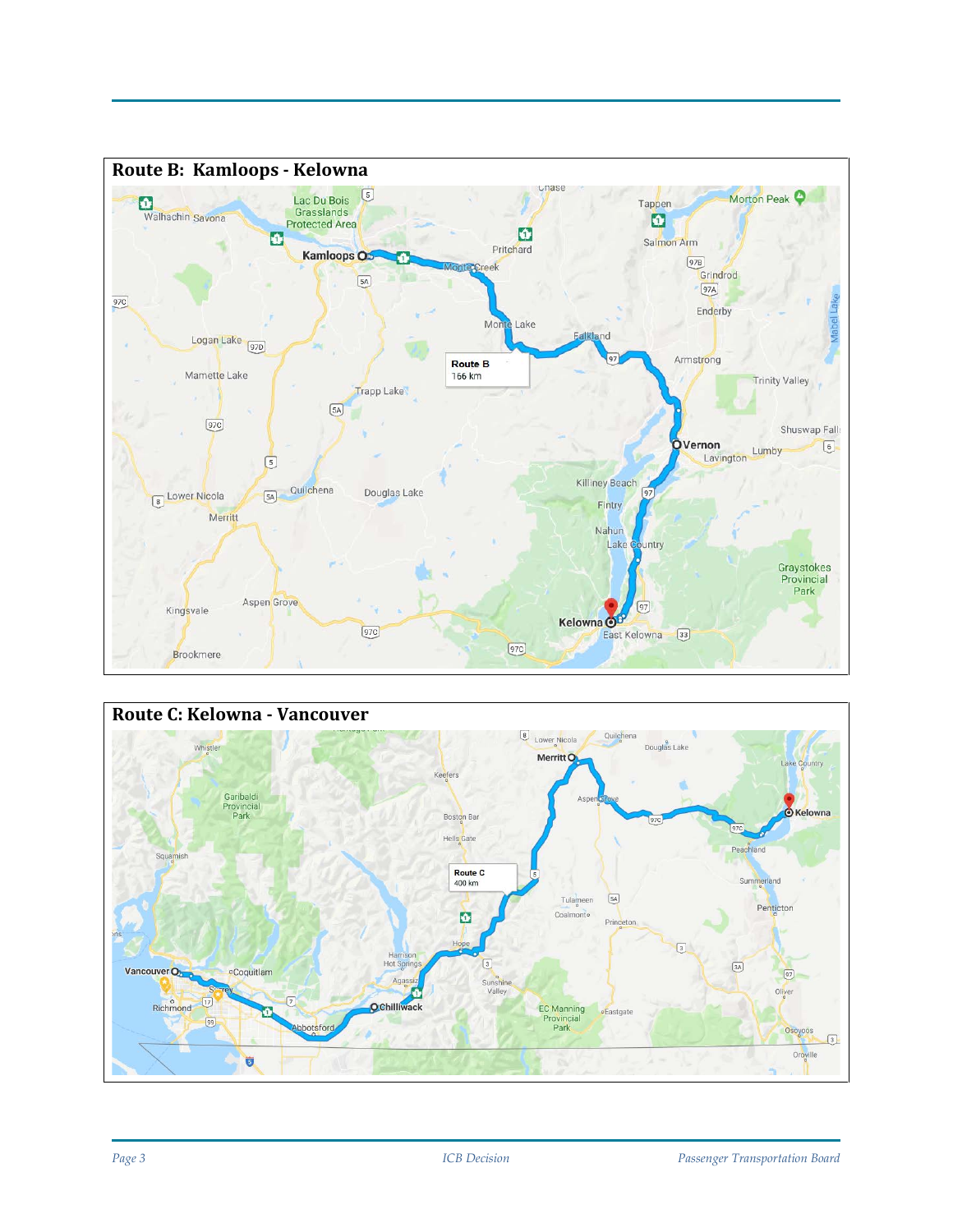## Route B: Kamloops - Kelowna

Route B
166 km

## Route C: Kelowna - Vancouver

Route C
400 km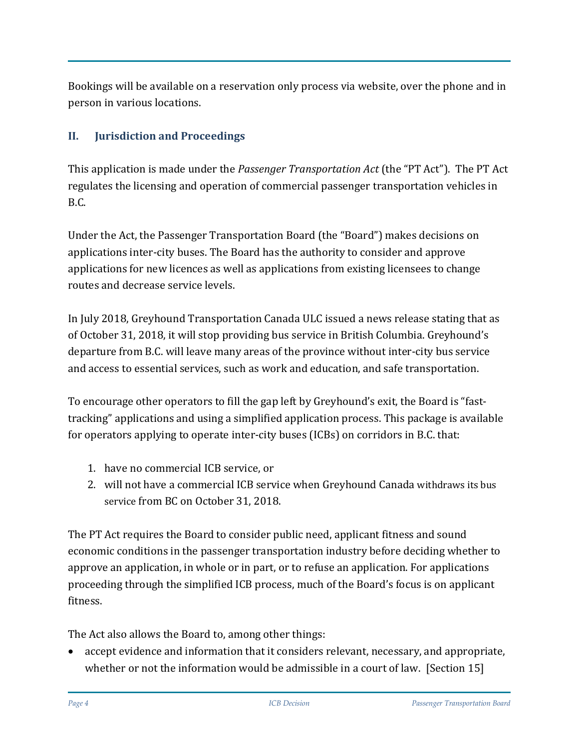Bookings will be available on a reservation only process via website, over the phone and in person in various locations.

## II. Jurisdiction and Proceedings

This application is made under the *Passenger Transportation Act* (the "PT Act"). The PT Act regulates the licensing and operation of commercial passenger transportation vehicles in B.C.

Under the Act, the Passenger Transportation Board (the "Board") makes decisions on applications inter-city buses. The Board has the authority to consider and approve applications for new licences as well as applications from existing licensees to change routes and decrease service levels.

In July 2018, Greyhound Transportation Canada ULC issued a news release stating that as of October 31, 2018, it will stop providing bus service in British Columbia. Greyhound's departure from B.C. will leave many areas of the province without inter-city bus service and access to essential services, such as work and education, and safe transportation.

To encourage other operators to fill the gap left by Greyhound's exit, the Board is "fast-tracking" applications and using a simplified application process. This package is available for operators applying to operate inter-city buses (ICBs) on corridors in B.C. that:

1. have no commercial ICB service, or
2. will not have a commercial ICB service when Greyhound Canada withdraws its bus service from BC on October 31, 2018.

The PT Act requires the Board to consider public need, applicant fitness and sound economic conditions in the passenger transportation industry before deciding whether to approve an application, in whole or in part, or to refuse an application. For applications proceeding through the simplified ICB process, much of the Board's focus is on applicant fitness.

The Act also allows the Board to, among other things:

- accept evidence and information that it considers relevant, necessary, and appropriate, whether or not the information would be admissible in a court of law. [Section 15]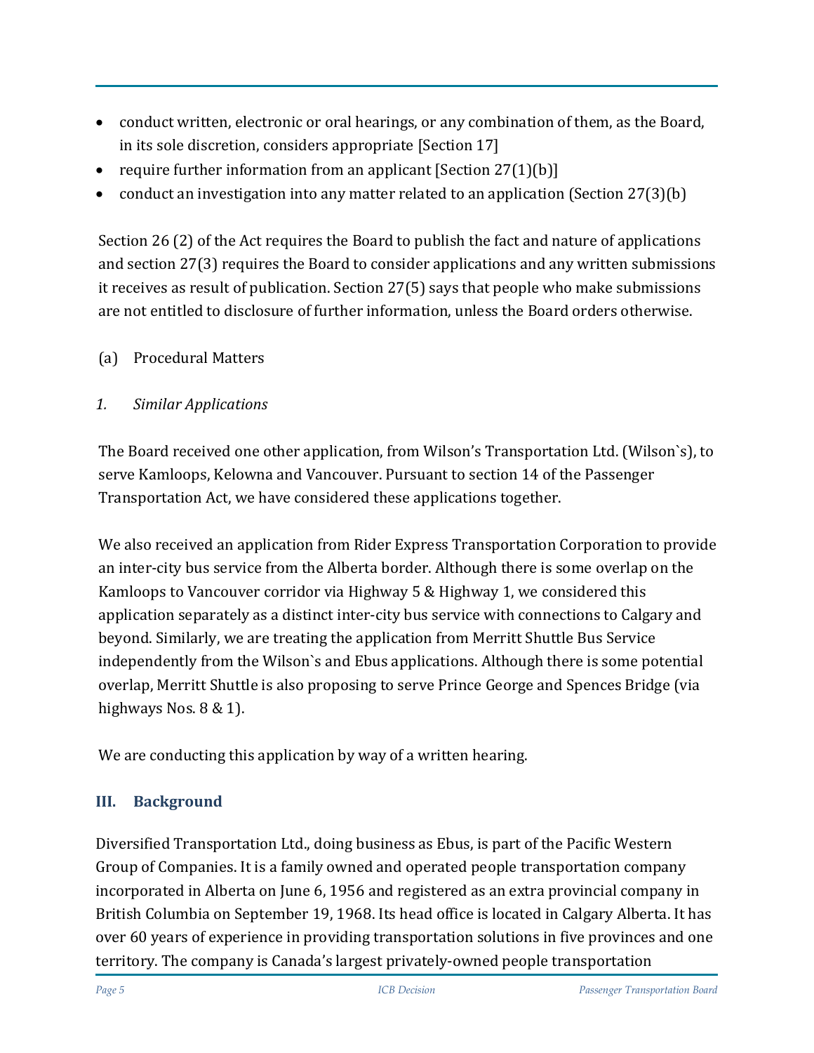- conduct written, electronic or oral hearings, or any combination of them, as the Board, in its sole discretion, considers appropriate [Section 17]
- require further information from an applicant [Section 27(1)(b)]
- conduct an investigation into any matter related to an application (Section 27(3)(b)

Section 26 (2) of the Act requires the Board to publish the fact and nature of applications and section 27(3) requires the Board to consider applications and any written submissions it receives as result of publication. Section 27(5) says that people who make submissions are not entitled to disclosure of further information, unless the Board orders otherwise.

(a) Procedural Matters

*1. Similar Applications*

The Board received one other application, from Wilson's Transportation Ltd. (Wilson`s), to serve Kamloops, Kelowna and Vancouver. Pursuant to section 14 of the Passenger Transportation Act, we have considered these applications together.

We also received an application from Rider Express Transportation Corporation to provide an inter-city bus service from the Alberta border. Although there is some overlap on the Kamloops to Vancouver corridor via Highway 5 & Highway 1, we considered this application separately as a distinct inter-city bus service with connections to Calgary and beyond. Similarly, we are treating the application from Merritt Shuttle Bus Service independently from the Wilson`s and Ebus applications. Although there is some potential overlap, Merritt Shuttle is also proposing to serve Prince George and Spences Bridge (via highways Nos. 8 & 1).

We are conducting this application by way of a written hearing.

## III. Background

Diversified Transportation Ltd., doing business as Ebus, is part of the Pacific Western Group of Companies. It is a family owned and operated people transportation company incorporated in Alberta on June 6, 1956 and registered as an extra provincial company in British Columbia on September 19, 1968. Its head office is located in Calgary Alberta. It has over 60 years of experience in providing transportation solutions in five provinces and one territory. The company is Canada's largest privately-owned people transportation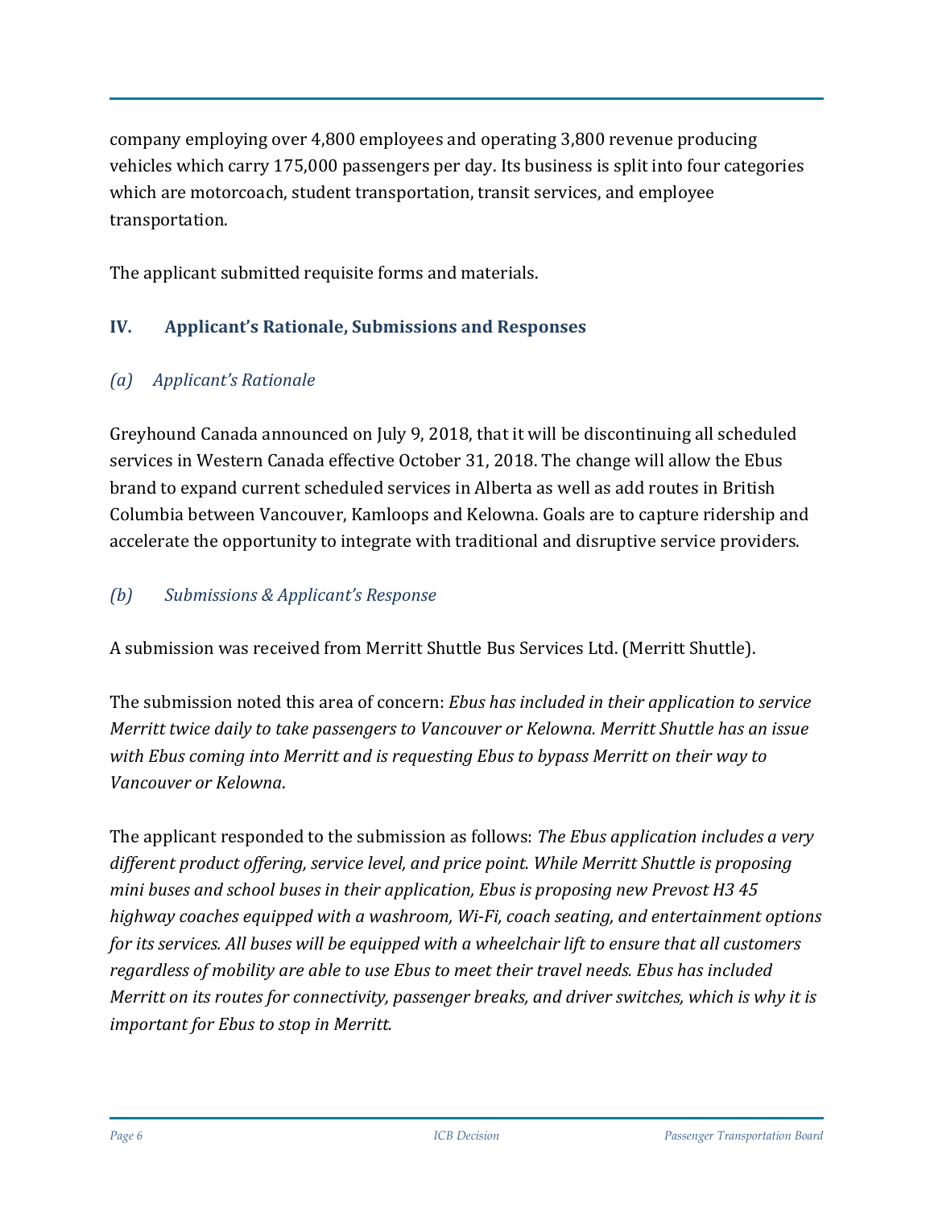company employing over 4,800 employees and operating 3,800 revenue producing vehicles which carry 175,000 passengers per day. Its business is split into four categories which are motorcoach, student transportation, transit services, and employee transportation.

The applicant submitted requisite forms and materials.

## IV. Applicant's Rationale, Submissions and Responses

### *(a) Applicant's Rationale*

Greyhound Canada announced on July 9, 2018, that it will be discontinuing all scheduled services in Western Canada effective October 31, 2018. The change will allow the Ebus brand to expand current scheduled services in Alberta as well as add routes in British Columbia between Vancouver, Kamloops and Kelowna. Goals are to capture ridership and accelerate the opportunity to integrate with traditional and disruptive service providers.

### *(b) Submissions & Applicant's Response*

A submission was received from Merritt Shuttle Bus Services Ltd. (Merritt Shuttle).

The submission noted this area of concern: *Ebus has included in their application to service Merritt twice daily to take passengers to Vancouver or Kelowna. Merritt Shuttle has an issue with Ebus coming into Merritt and is requesting Ebus to bypass Merritt on their way to Vancouver or Kelowna*.

The applicant responded to the submission as follows: *The Ebus application includes a very different product offering, service level, and price point. While Merritt Shuttle is proposing mini buses and school buses in their application, Ebus is proposing new Prevost H3 45 highway coaches equipped with a washroom, Wi-Fi, coach seating, and entertainment options for its services. All buses will be equipped with a wheelchair lift to ensure that all customers regardless of mobility are able to use Ebus to meet their travel needs. Ebus has included Merritt on its routes for connectivity, passenger breaks, and driver switches, which is why it is important for Ebus to stop in Merritt.*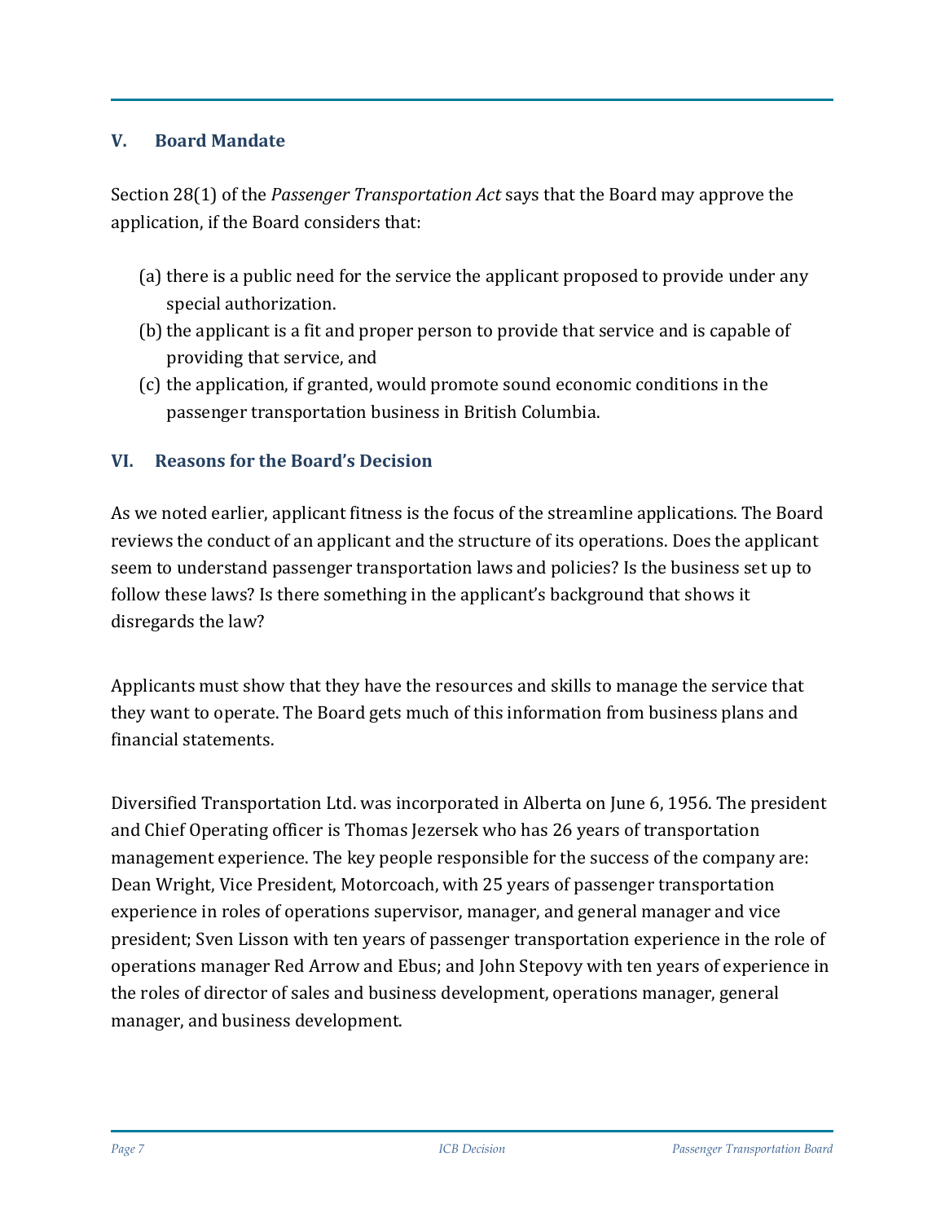## V. Board Mandate

Section 28(1) of the *Passenger Transportation Act* says that the Board may approve the application, if the Board considers that:

(a) there is a public need for the service the applicant proposed to provide under any special authorization.

(b) the applicant is a fit and proper person to provide that service and is capable of providing that service, and

(c) the application, if granted, would promote sound economic conditions in the passenger transportation business in British Columbia.

## VI. Reasons for the Board's Decision

As we noted earlier, applicant fitness is the focus of the streamline applications. The Board reviews the conduct of an applicant and the structure of its operations. Does the applicant seem to understand passenger transportation laws and policies? Is the business set up to follow these laws? Is there something in the applicant's background that shows it disregards the law?

Applicants must show that they have the resources and skills to manage the service that they want to operate. The Board gets much of this information from business plans and financial statements.

Diversified Transportation Ltd. was incorporated in Alberta on June 6, 1956. The president and Chief Operating officer is Thomas Jezersek who has 26 years of transportation management experience. The key people responsible for the success of the company are: Dean Wright, Vice President, Motorcoach, with 25 years of passenger transportation experience in roles of operations supervisor, manager, and general manager and vice president; Sven Lisson with ten years of passenger transportation experience in the role of operations manager Red Arrow and Ebus; and John Stepovy with ten years of experience in the roles of director of sales and business development, operations manager, general manager, and business development.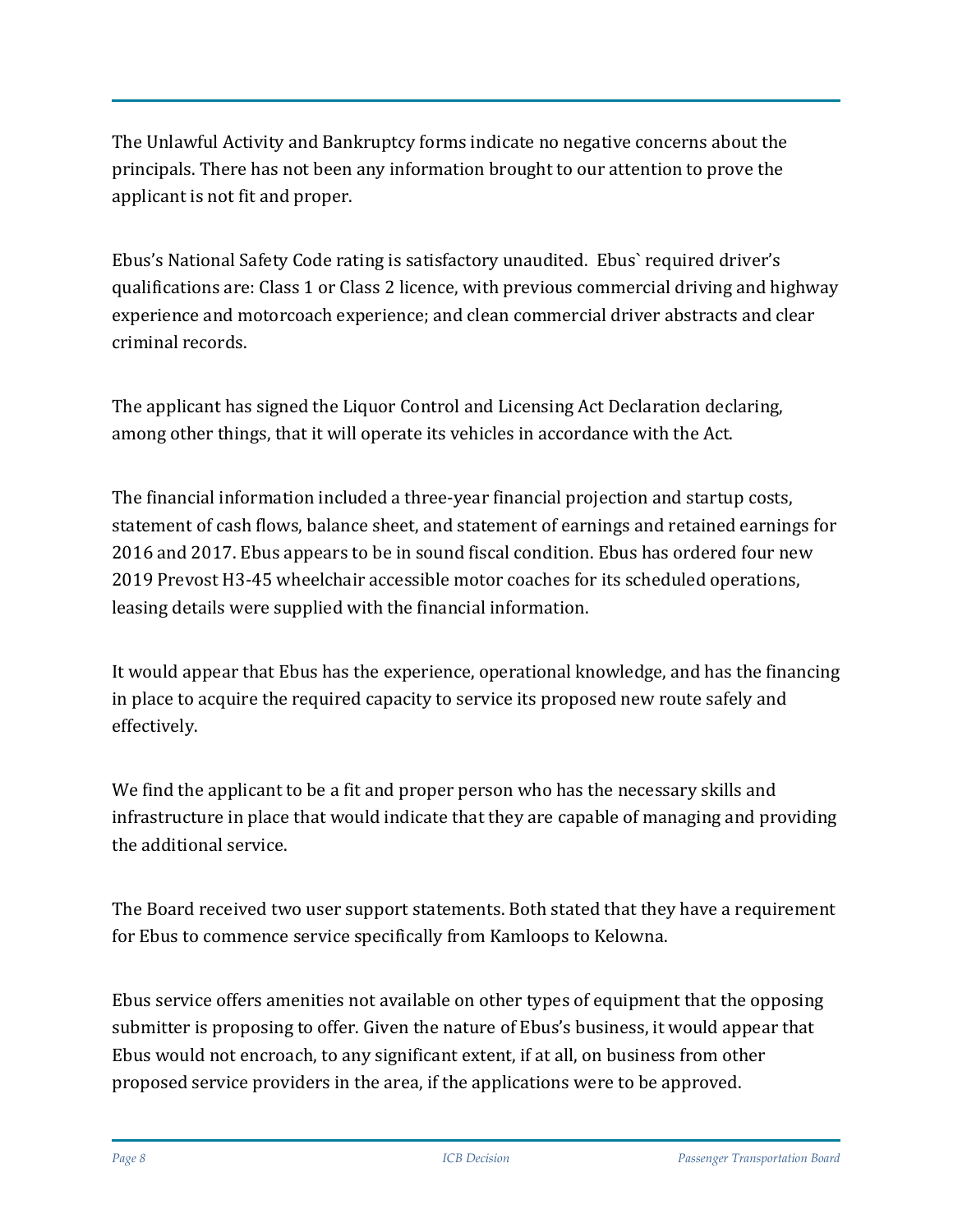The Unlawful Activity and Bankruptcy forms indicate no negative concerns about the principals. There has not been any information brought to our attention to prove the applicant is not fit and proper.

Ebus's National Safety Code rating is satisfactory unaudited. Ebus` required driver's qualifications are: Class 1 or Class 2 licence, with previous commercial driving and highway experience and motorcoach experience; and clean commercial driver abstracts and clear criminal records.

The applicant has signed the Liquor Control and Licensing Act Declaration declaring, among other things, that it will operate its vehicles in accordance with the Act.

The financial information included a three-year financial projection and startup costs, statement of cash flows, balance sheet, and statement of earnings and retained earnings for 2016 and 2017. Ebus appears to be in sound fiscal condition. Ebus has ordered four new 2019 Prevost H3-45 wheelchair accessible motor coaches for its scheduled operations, leasing details were supplied with the financial information.

It would appear that Ebus has the experience, operational knowledge, and has the financing in place to acquire the required capacity to service its proposed new route safely and effectively.

We find the applicant to be a fit and proper person who has the necessary skills and infrastructure in place that would indicate that they are capable of managing and providing the additional service.

The Board received two user support statements. Both stated that they have a requirement for Ebus to commence service specifically from Kamloops to Kelowna.

Ebus service offers amenities not available on other types of equipment that the opposing submitter is proposing to offer. Given the nature of Ebus's business, it would appear that Ebus would not encroach, to any significant extent, if at all, on business from other proposed service providers in the area, if the applications were to be approved.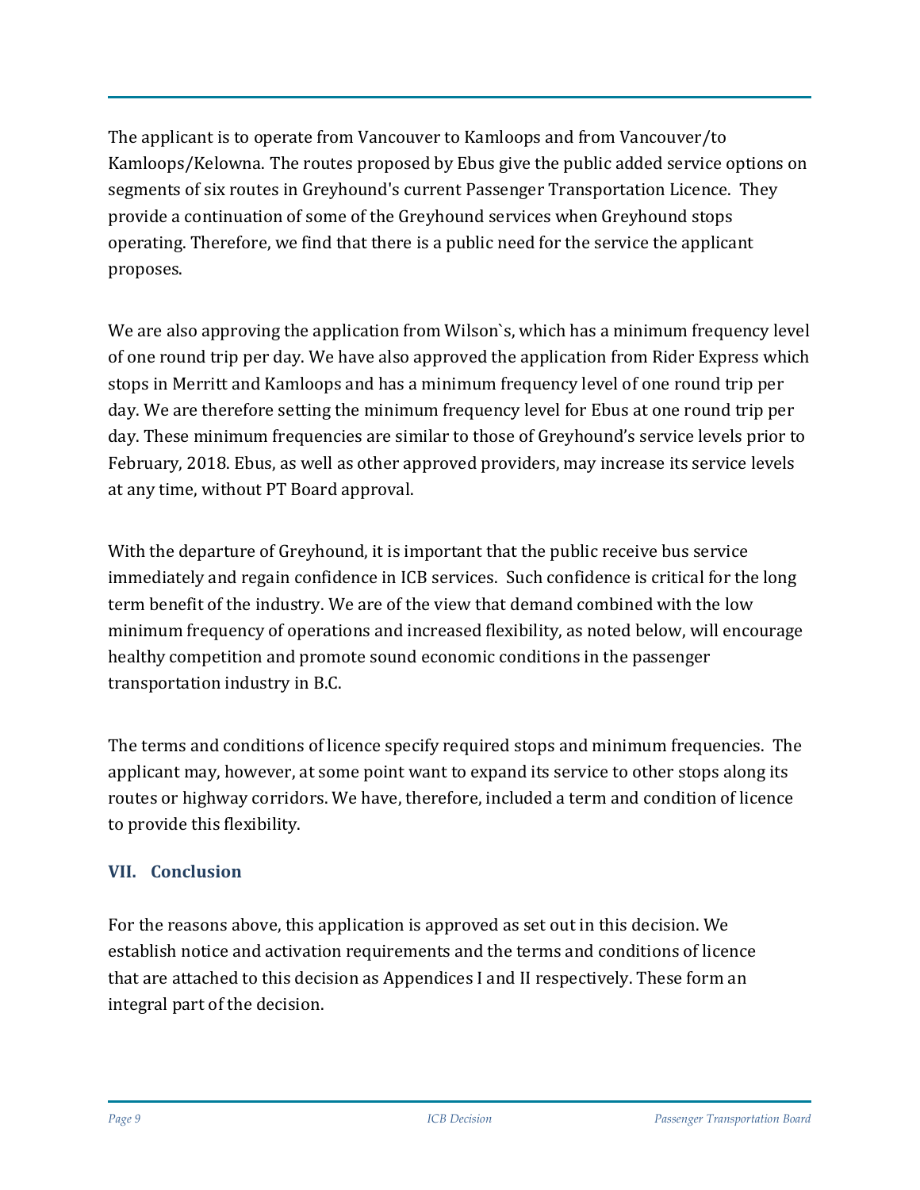The applicant is to operate from Vancouver to Kamloops and from Vancouver/to Kamloops/Kelowna. The routes proposed by Ebus give the public added service options on segments of six routes in Greyhound's current Passenger Transportation Licence. They provide a continuation of some of the Greyhound services when Greyhound stops operating. Therefore, we find that there is a public need for the service the applicant proposes.

We are also approving the application from Wilson`s, which has a minimum frequency level of one round trip per day. We have also approved the application from Rider Express which stops in Merritt and Kamloops and has a minimum frequency level of one round trip per day. We are therefore setting the minimum frequency level for Ebus at one round trip per day. These minimum frequencies are similar to those of Greyhound's service levels prior to February, 2018. Ebus, as well as other approved providers, may increase its service levels at any time, without PT Board approval.

With the departure of Greyhound, it is important that the public receive bus service immediately and regain confidence in ICB services. Such confidence is critical for the long term benefit of the industry. We are of the view that demand combined with the low minimum frequency of operations and increased flexibility, as noted below, will encourage healthy competition and promote sound economic conditions in the passenger transportation industry in B.C.

The terms and conditions of licence specify required stops and minimum frequencies. The applicant may, however, at some point want to expand its service to other stops along its routes or highway corridors. We have, therefore, included a term and condition of licence to provide this flexibility.

## VII. Conclusion

For the reasons above, this application is approved as set out in this decision. We establish notice and activation requirements and the terms and conditions of licence that are attached to this decision as Appendices I and II respectively. These form an integral part of the decision.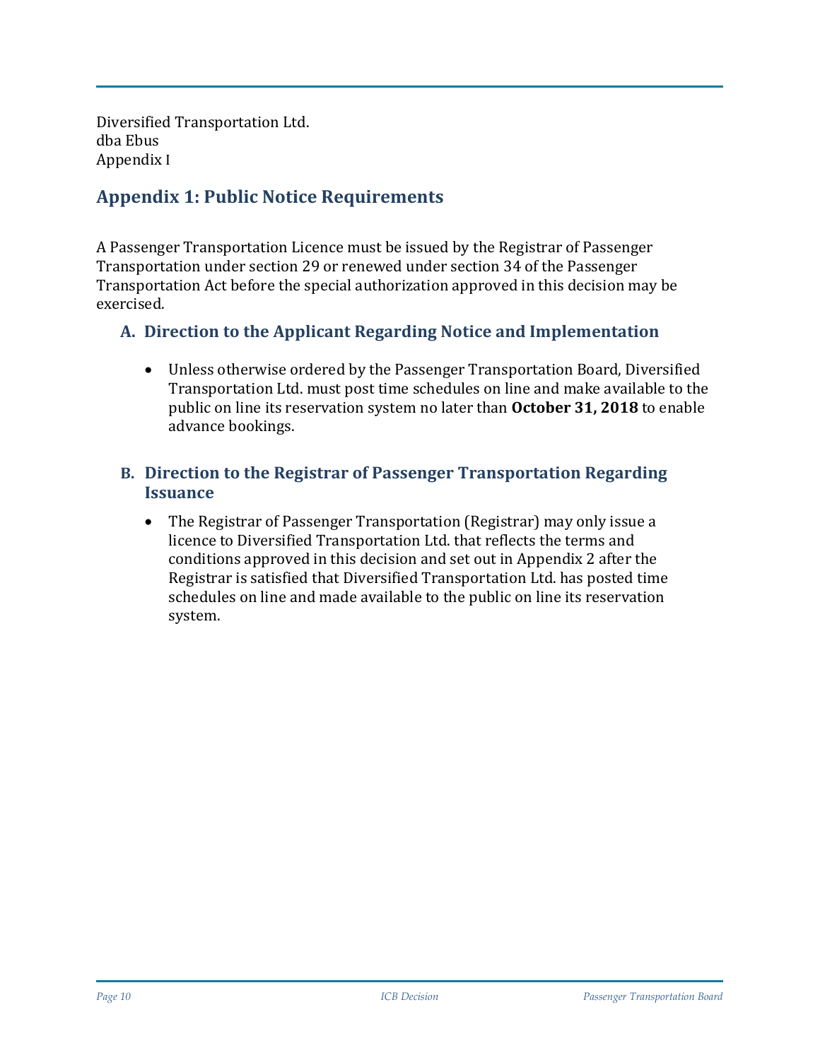Diversified Transportation Ltd.
dba Ebus
Appendix I

## Appendix 1: Public Notice Requirements

A Passenger Transportation Licence must be issued by the Registrar of Passenger Transportation under section 29 or renewed under section 34 of the Passenger Transportation Act before the special authorization approved in this decision may be exercised.

### A. Direction to the Applicant Regarding Notice and Implementation

- Unless otherwise ordered by the Passenger Transportation Board, Diversified Transportation Ltd. must post time schedules on line and make available to the public on line its reservation system no later than **October 31, 2018** to enable advance bookings.

### B. Direction to the Registrar of Passenger Transportation Regarding Issuance

- The Registrar of Passenger Transportation (Registrar) may only issue a licence to Diversified Transportation Ltd. that reflects the terms and conditions approved in this decision and set out in Appendix 2 after the Registrar is satisfied that Diversified Transportation Ltd. has posted time schedules on line and made available to the public on line its reservation system.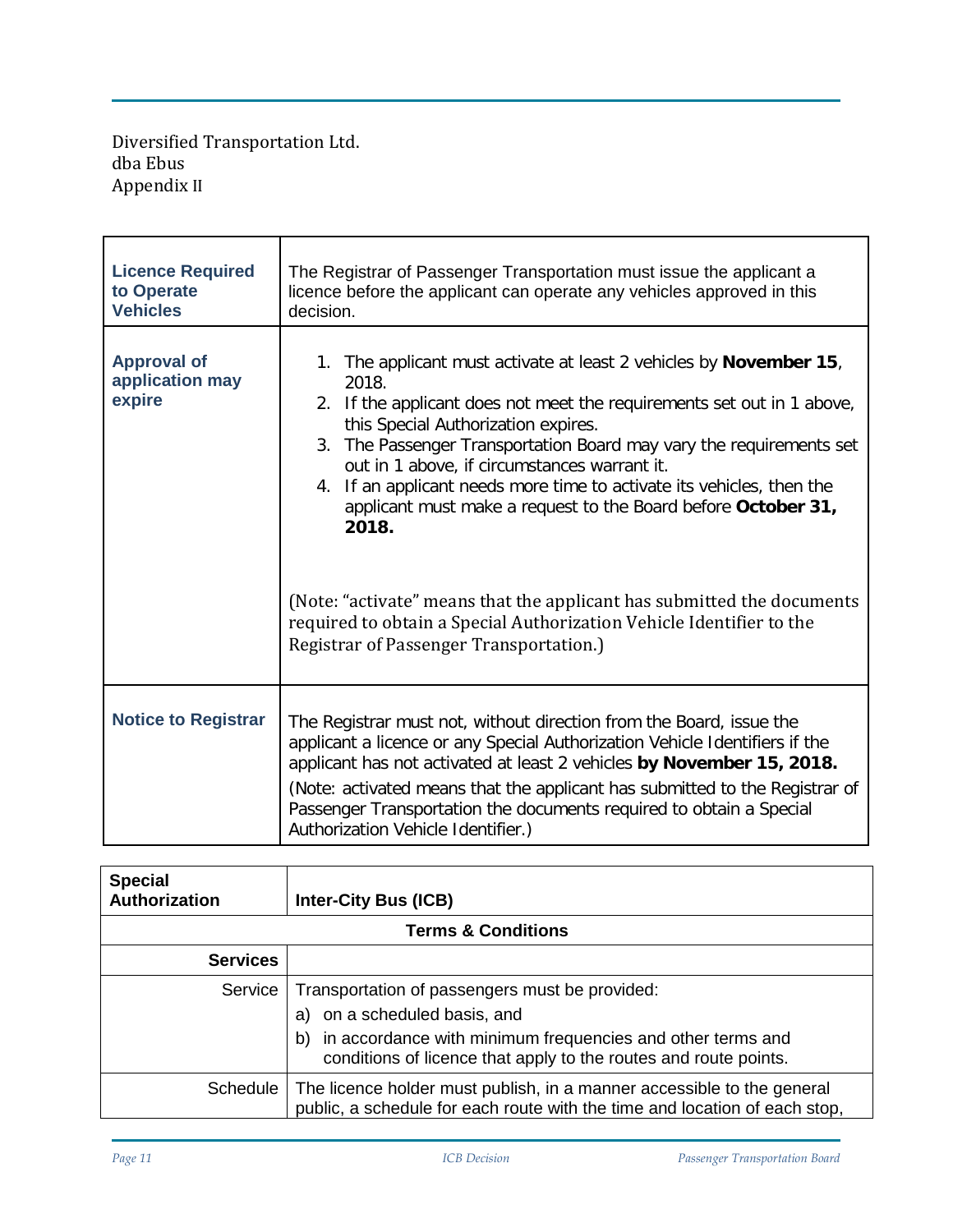Diversified Transportation Ltd.
dba Ebus
Appendix II

| **Licence Required to Operate Vehicles** | The Registrar of Passenger Transportation must issue the applicant a licence before the applicant can operate any vehicles approved in this decision. |
|---|---|
| **Approval of application may expire** | 1. The applicant must activate at least 2 vehicles by **November 15**, 2018.<br>2. If the applicant does not meet the requirements set out in 1 above, this Special Authorization expires.<br>3. The Passenger Transportation Board may vary the requirements set out in 1 above, if circumstances warrant it.<br>4. If an applicant needs more time to activate its vehicles, then the applicant must make a request to the Board before **October 31, 2018.**<br><br>(Note: "activate" means that the applicant has submitted the documents required to obtain a Special Authorization Vehicle Identifier to the Registrar of Passenger Transportation.) |
| **Notice to Registrar** | The Registrar must not, without direction from the Board, issue the applicant a licence or any Special Authorization Vehicle Identifiers if the applicant has not activated at least 2 vehicles **by November 15, 2018.**<br>(Note: activated means that the applicant has submitted to the Registrar of Passenger Transportation the documents required to obtain a Special Authorization Vehicle Identifier.) |

| **Special Authorization** | **Inter-City Bus (ICB)** |
|---|---|
| **Terms & Conditions** | |
| **Services** | |
| Service | Transportation of passengers must be provided:<br>a) on a scheduled basis, and<br>b) in accordance with minimum frequencies and other terms and conditions of licence that apply to the routes and route points. |
| Schedule | The licence holder must publish, in a manner accessible to the general public, a schedule for each route with the time and location of each stop, |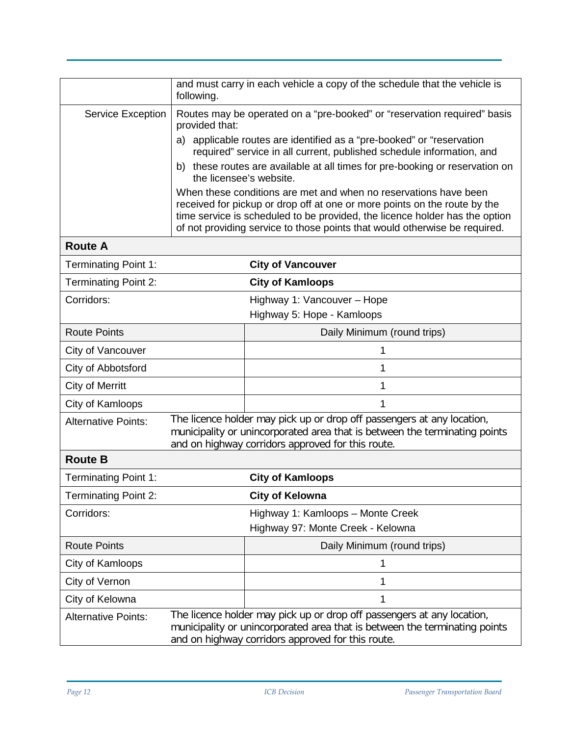| | |
|---|---|
| | and must carry in each vehicle a copy of the schedule that the vehicle is following. |
| Service Exception | Routes may be operated on a "pre-booked" or "reservation required" basis provided that:<br>a) applicable routes are identified as a "pre-booked" or "reservation required" service in all current, published schedule information, and<br>b) these routes are available at all times for pre-booking or reservation on the licensee's website.<br>When these conditions are met and when no reservations have been received for pickup or drop off at one or more points on the route by the time service is scheduled to be provided, the licence holder has the option of not providing service to those points that would otherwise be required. |

**Route A**

| | |
|---|---|
| Terminating Point 1: | **City of Vancouver** |
| Terminating Point 2: | **City of Kamloops** |
| Corridors: | Highway 1: Vancouver – Hope<br>Highway 5: Hope - Kamloops |
| Route Points | Daily Minimum (round trips) |
| City of Vancouver | 1 |
| City of Abbotsford | 1 |
| City of Merritt | 1 |
| City of Kamloops | 1 |
| Alternative Points: | The licence holder may pick up or drop off passengers at any location, municipality or unincorporated area that is between the terminating points and on highway corridors approved for this route. |

**Route B**

| | |
|---|---|
| Terminating Point 1: | **City of Kamloops** |
| Terminating Point 2: | **City of Kelowna** |
| Corridors: | Highway 1: Kamloops – Monte Creek<br>Highway 97: Monte Creek - Kelowna |
| Route Points | Daily Minimum (round trips) |
| City of Kamloops | 1 |
| City of Vernon | 1 |
| City of Kelowna | 1 |
| Alternative Points: | The licence holder may pick up or drop off passengers at any location, municipality or unincorporated area that is between the terminating points and on highway corridors approved for this route. |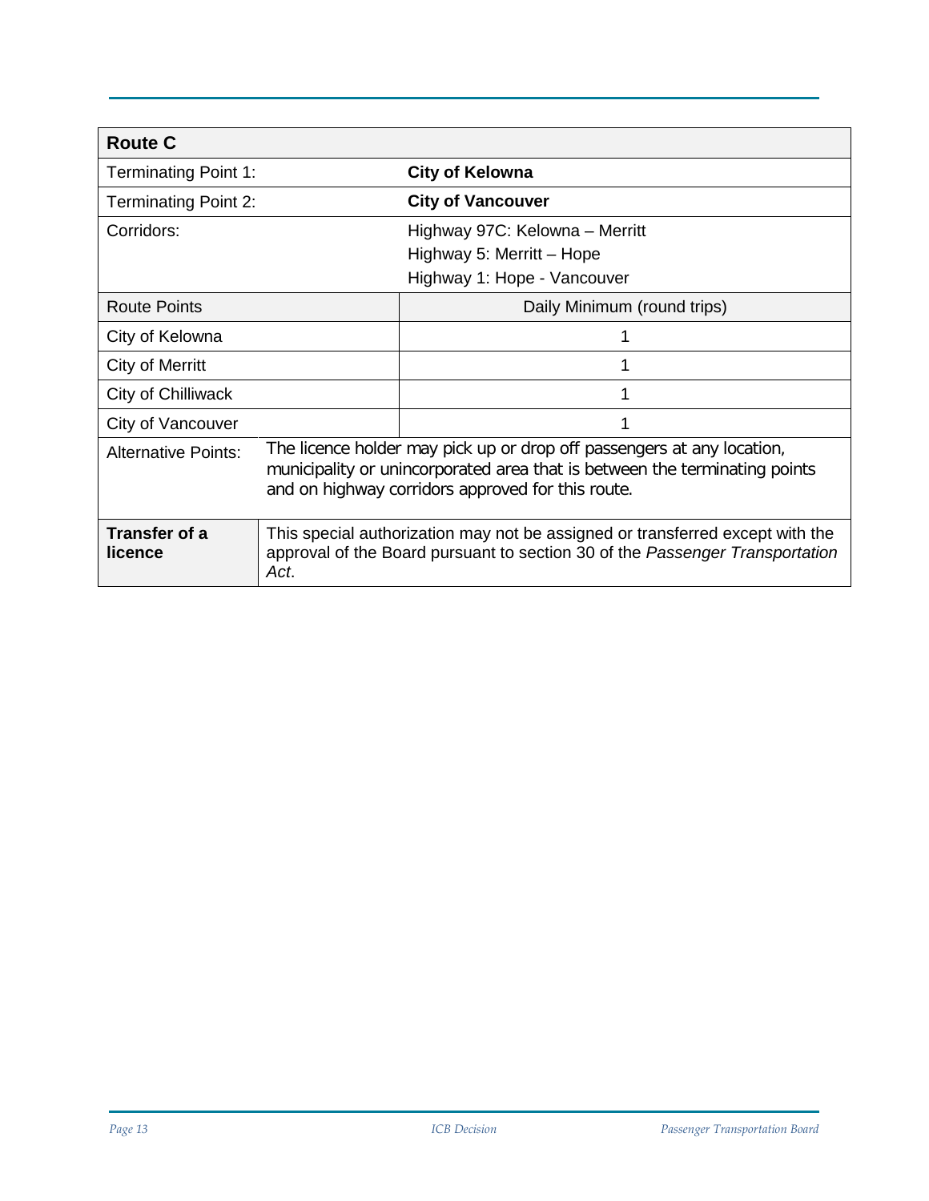| Route C | |
|---|---|
| Terminating Point 1: | **City of Kelowna** |
| Terminating Point 2: | **City of Vancouver** |
| Corridors: | Highway 97C: Kelowna – Merritt<br>Highway 5: Merritt – Hope<br>Highway 1: Hope - Vancouver |
| Route Points | Daily Minimum (round trips) |
| City of Kelowna | 1 |
| City of Merritt | 1 |
| City of Chilliwack | 1 |
| City of Vancouver | 1 |
| Alternative Points: | The licence holder may pick up or drop off passengers at any location, municipality or unincorporated area that is between the terminating points and on highway corridors approved for this route. |
| **Transfer of a licence** | This special authorization may not be assigned or transferred except with the approval of the Board pursuant to section 30 of the *Passenger Transportation Act*. |